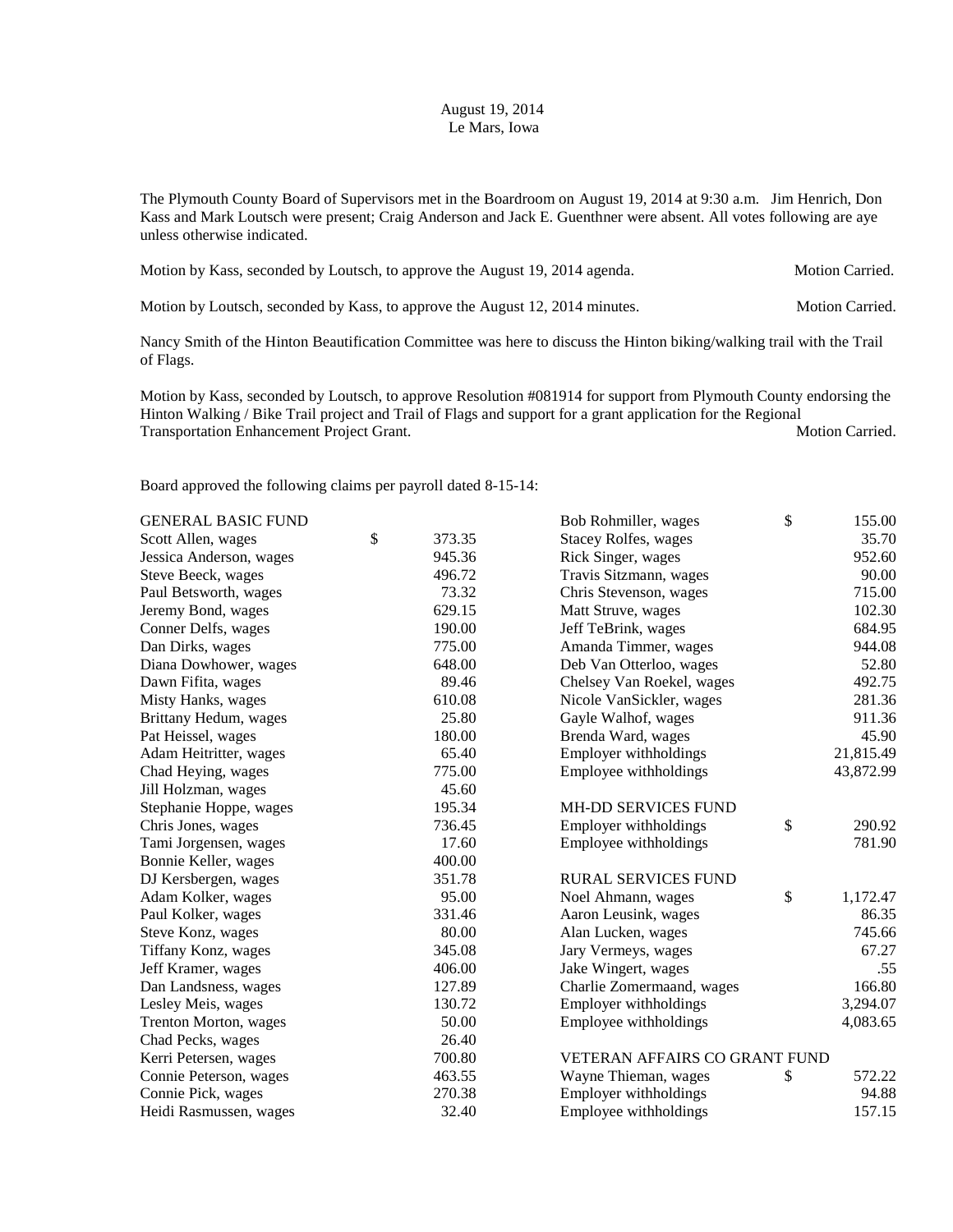August 19, 2014
Le Mars, Iowa

The Plymouth County Board of Supervisors met in the Boardroom on August 19, 2014 at 9:30 a.m. Jim Henrich, Don Kass and Mark Loutsch were present; Craig Anderson and Jack E. Guenthner were absent. All votes following are aye unless otherwise indicated.

Motion by Kass, seconded by Loutsch, to approve the August 19, 2014 agenda. Motion Carried.

Motion by Loutsch, seconded by Kass, to approve the August 12, 2014 minutes. Motion Carried.

Nancy Smith of the Hinton Beautification Committee was here to discuss the Hinton biking/walking trail with the Trail of Flags.

Motion by Kass, seconded by Loutsch, to approve Resolution #081914 for support from Plymouth County endorsing the Hinton Walking / Bike Trail project and Trail of Flags and support for a grant application for the Regional Transportation Enhancement Project Grant. Motion Carried.

Board approved the following claims per payroll dated 8-15-14:

| | |
|---|---|
| GENERAL BASIC FUND | |
| Scott Allen, wages | $ 373.35 |
| Jessica Anderson, wages | 945.36 |
| Steve Beeck, wages | 496.72 |
| Paul Betsworth, wages | 73.32 |
| Jeremy Bond, wages | 629.15 |
| Conner Delfs, wages | 190.00 |
| Dan Dirks, wages | 775.00 |
| Diana Dowhower, wages | 648.00 |
| Dawn Fifita, wages | 89.46 |
| Misty Hanks, wages | 610.08 |
| Brittany Hedum, wages | 25.80 |
| Pat Heissel, wages | 180.00 |
| Adam Heitritter, wages | 65.40 |
| Chad Heying, wages | 775.00 |
| Jill Holzman, wages | 45.60 |
| Stephanie Hoppe, wages | 195.34 |
| Chris Jones, wages | 736.45 |
| Tami Jorgensen, wages | 17.60 |
| Bonnie Keller, wages | 400.00 |
| DJ Kersbergen, wages | 351.78 |
| Adam Kolker, wages | 95.00 |
| Paul Kolker, wages | 331.46 |
| Steve Konz, wages | 80.00 |
| Tiffany Konz, wages | 345.08 |
| Jeff Kramer, wages | 406.00 |
| Dan Landsness, wages | 127.89 |
| Lesley Meis, wages | 130.72 |
| Trenton Morton, wages | 50.00 |
| Chad Pecks, wages | 26.40 |
| Kerri Petersen, wages | 700.80 |
| Connie Peterson, wages | 463.55 |
| Connie Pick, wages | 270.38 |
| Heidi Rasmussen, wages | 32.40 |
| Bob Rohmiller, wages | $ 155.00 |
| Stacey Rolfes, wages | 35.70 |
| Rick Singer, wages | 952.60 |
| Travis Sitzmann, wages | 90.00 |
| Chris Stevenson, wages | 715.00 |
| Matt Struve, wages | 102.30 |
| Jeff TeBrink, wages | 684.95 |
| Amanda Timmer, wages | 944.08 |
| Deb Van Otterloo, wages | 52.80 |
| Chelsey Van Roekel, wages | 492.75 |
| Nicole VanSickler, wages | 281.36 |
| Gayle Walhof, wages | 911.36 |
| Brenda Ward, wages | 45.90 |
| Employer withholdings | 21,815.49 |
| Employee withholdings | 43,872.99 |
| MH-DD SERVICES FUND | |
| Employer withholdings | $ 290.92 |
| Employee withholdings | 781.90 |
| RURAL SERVICES FUND | |
| Noel Ahmann, wages | $ 1,172.47 |
| Aaron Leusink, wages | 86.35 |
| Alan Lucken, wages | 745.66 |
| Jary Vermeys, wages | 67.27 |
| Jake Wingert, wages | .55 |
| Charlie Zomermaand, wages | 166.80 |
| Employer withholdings | 3,294.07 |
| Employee withholdings | 4,083.65 |
| VETERAN AFFAIRS CO GRANT FUND | |
| Wayne Thieman, wages | $ 572.22 |
| Employer withholdings | 94.88 |
| Employee withholdings | 157.15 |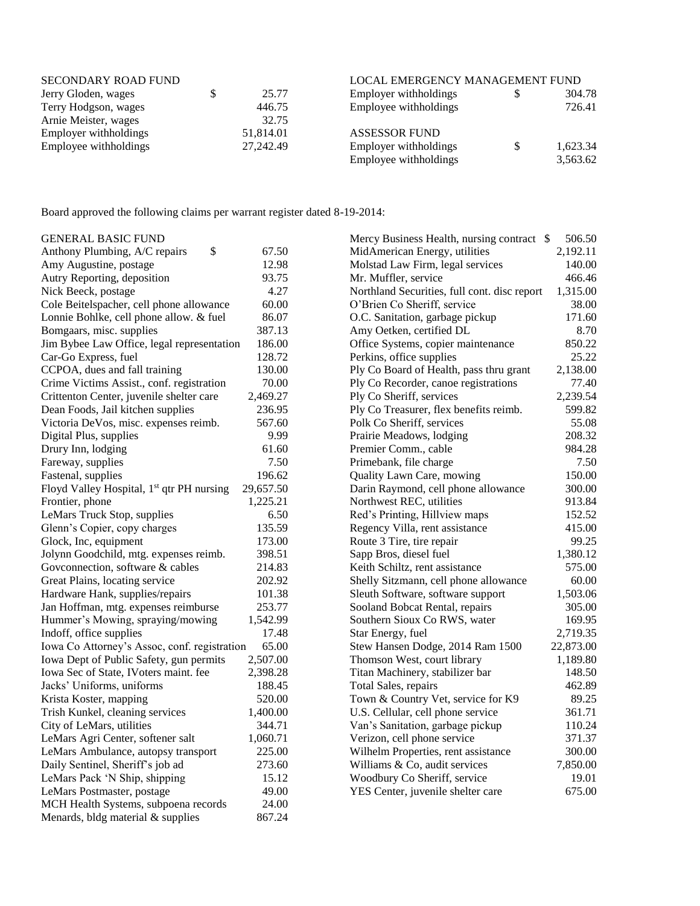| SECONDARY ROAD FUND | |
|---|---|
| Jerry Gloden, wages | $ 25.77 |
| Terry Hodgson, wages | 446.75 |
| Arnie Meister, wages | 32.75 |
| Employer withholdings | 51,814.01 |
| Employee withholdings | 27,242.49 |

| LOCAL EMERGENCY MANAGEMENT FUND | |
|---|---|
| Employer withholdings | $ 304.78 |
| Employee withholdings | 726.41 |

| ASSESSOR FUND | |
|---|---|
| Employer withholdings | $ 1,623.34 |
| Employee withholdings | 3,563.62 |

Board approved the following claims per warrant register dated 8-19-2014:

| GENERAL BASIC FUND | |
|---|---|
| Anthony Plumbing, A/C repairs | $ 67.50 |
| Amy Augustine, postage | 12.98 |
| Autry Reporting, deposition | 93.75 |
| Nick Beeck, postage | 4.27 |
| Cole Beitelspacher, cell phone allowance | 60.00 |
| Lonnie Bohlke, cell phone allow. & fuel | 86.07 |
| Bomgaars, misc. supplies | 387.13 |
| Jim Bybee Law Office, legal representation | 186.00 |
| Car-Go Express, fuel | 128.72 |
| CCPOA, dues and fall training | 130.00 |
| Crime Victims Assist., conf. registration | 70.00 |
| Crittenton Center, juvenile shelter care | 2,469.27 |
| Dean Foods, Jail kitchen supplies | 236.95 |
| Victoria DeVos, misc. expenses reimb. | 567.60 |
| Digital Plus, supplies | 9.99 |
| Drury Inn, lodging | 61.60 |
| Fareway, supplies | 7.50 |
| Fastenal, supplies | 196.62 |
| Floyd Valley Hospital, 1st qtr PH nursing | 29,657.50 |
| Frontier, phone | 1,225.21 |
| LeMars Truck Stop, supplies | 6.50 |
| Glenn's Copier, copy charges | 135.59 |
| Glock, Inc, equipment | 173.00 |
| Jolynn Goodchild, mtg. expenses reimb. | 398.51 |
| Govconnection, software & cables | 214.83 |
| Great Plains, locating service | 202.92 |
| Hardware Hank, supplies/repairs | 101.38 |
| Jan Hoffman, mtg. expenses reimburse | 253.77 |
| Hummer's Mowing, spraying/mowing | 1,542.99 |
| Indoff, office supplies | 17.48 |
| Iowa Co Attorney's Assoc, conf. registration | 65.00 |
| Iowa Dept of Public Safety, gun permits | 2,507.00 |
| Iowa Sec of State, IVoters maint. fee | 2,398.28 |
| Jacks' Uniforms, uniforms | 188.45 |
| Krista Koster, mapping | 520.00 |
| Trish Kunkel, cleaning services | 1,400.00 |
| City of LeMars, utilities | 344.71 |
| LeMars Agri Center, softener salt | 1,060.71 |
| LeMars Ambulance, autopsy transport | 225.00 |
| Daily Sentinel, Sheriff's job ad | 273.60 |
| LeMars Pack 'N Ship, shipping | 15.12 |
| LeMars Postmaster, postage | 49.00 |
| MCH Health Systems, subpoena records | 24.00 |
| Menards, bldg material & supplies | 867.24 |
| Mercy Business Health, nursing contract | $ 506.50 |
| MidAmerican Energy, utilities | 2,192.11 |
| Molstad Law Firm, legal services | 140.00 |
| Mr. Muffler, service | 466.46 |
| Northland Securities, full cont. disc report | 1,315.00 |
| O'Brien Co Sheriff, service | 38.00 |
| O.C. Sanitation, garbage pickup | 171.60 |
| Amy Oetken, certified DL | 8.70 |
| Office Systems, copier maintenance | 850.22 |
| Perkins, office supplies | 25.22 |
| Ply Co Board of Health, pass thru grant | 2,138.00 |
| Ply Co Recorder, canoe registrations | 77.40 |
| Ply Co Sheriff, services | 2,239.54 |
| Ply Co Treasurer, flex benefits reimb. | 599.82 |
| Polk Co Sheriff, services | 55.08 |
| Prairie Meadows, lodging | 208.32 |
| Premier Comm., cable | 984.28 |
| Primebank, file charge | 7.50 |
| Quality Lawn Care, mowing | 150.00 |
| Darin Raymond, cell phone allowance | 300.00 |
| Northwest REC, utilities | 913.84 |
| Red's Printing, Hillview maps | 152.52 |
| Regency Villa, rent assistance | 415.00 |
| Route 3 Tire, tire repair | 99.25 |
| Sapp Bros, diesel fuel | 1,380.12 |
| Keith Schiltz, rent assistance | 575.00 |
| Shelly Sitzmann, cell phone allowance | 60.00 |
| Sleuth Software, software support | 1,503.06 |
| Sooland Bobcat Rental, repairs | 305.00 |
| Southern Sioux Co RWS, water | 169.95 |
| Star Energy, fuel | 2,719.35 |
| Stew Hansen Dodge, 2014 Ram 1500 | 22,873.00 |
| Thomson West, court library | 1,189.80 |
| Titan Machinery, stabilizer bar | 148.50 |
| Total Sales, repairs | 462.89 |
| Town & Country Vet, service for K9 | 89.25 |
| U.S. Cellular, cell phone service | 361.71 |
| Van's Sanitation, garbage pickup | 110.24 |
| Verizon, cell phone service | 371.37 |
| Wilhelm Properties, rent assistance | 300.00 |
| Williams & Co, audit services | 7,850.00 |
| Woodbury Co Sheriff, service | 19.01 |
| YES Center, juvenile shelter care | 675.00 |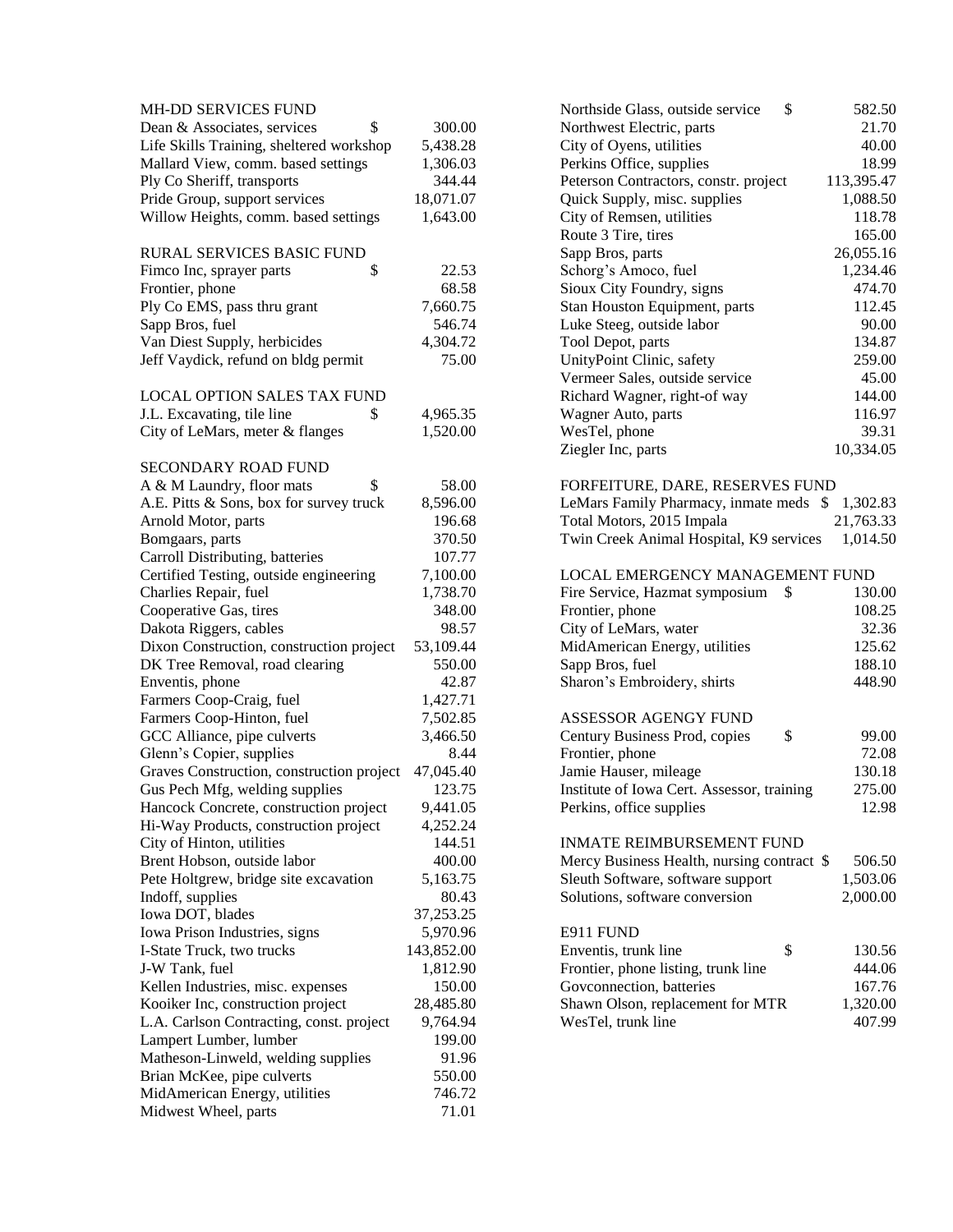MH-DD SERVICES FUND

| | |
|---|---|
| Dean & Associates, services | $ 300.00 |
| Life Skills Training, sheltered workshop | 5,438.28 |
| Mallard View, comm. based settings | 1,306.03 |
| Ply Co Sheriff, transports | 344.44 |
| Pride Group, support services | 18,071.07 |
| Willow Heights, comm. based settings | 1,643.00 |

RURAL SERVICES BASIC FUND

| | |
|---|---|
| Fimco Inc, sprayer parts | $ 22.53 |
| Frontier, phone | 68.58 |
| Ply Co EMS, pass thru grant | 7,660.75 |
| Sapp Bros, fuel | 546.74 |
| Van Diest Supply, herbicides | 4,304.72 |
| Jeff Vaydick, refund on bldg permit | 75.00 |

LOCAL OPTION SALES TAX FUND

| | |
|---|---|
| J.L. Excavating, tile line | $ 4,965.35 |
| City of LeMars, meter & flanges | 1,520.00 |

SECONDARY ROAD FUND

| | |
|---|---|
| A & M Laundry, floor mats | $ 58.00 |
| A.E. Pitts & Sons, box for survey truck | 8,596.00 |
| Arnold Motor, parts | 196.68 |
| Bomgaars, parts | 370.50 |
| Carroll Distributing, batteries | 107.77 |
| Certified Testing, outside engineering | 7,100.00 |
| Charlies Repair, fuel | 1,738.70 |
| Cooperative Gas, tires | 348.00 |
| Dakota Riggers, cables | 98.57 |
| Dixon Construction, construction project | 53,109.44 |
| DK Tree Removal, road clearing | 550.00 |
| Enventis, phone | 42.87 |
| Farmers Coop-Craig, fuel | 1,427.71 |
| Farmers Coop-Hinton, fuel | 7,502.85 |
| GCC Alliance, pipe culverts | 3,466.50 |
| Glenn's Copier, supplies | 8.44 |
| Graves Construction, construction project | 47,045.40 |
| Gus Pech Mfg, welding supplies | 123.75 |
| Hancock Concrete, construction project | 9,441.05 |
| Hi-Way Products, construction project | 4,252.24 |
| City of Hinton, utilities | 144.51 |
| Brent Hobson, outside labor | 400.00 |
| Pete Holtgrew, bridge site excavation | 5,163.75 |
| Indoff, supplies | 80.43 |
| Iowa DOT, blades | 37,253.25 |
| Iowa Prison Industries, signs | 5,970.96 |
| I-State Truck, two trucks | 143,852.00 |
| J-W Tank, fuel | 1,812.90 |
| Kellen Industries, misc. expenses | 150.00 |
| Kooiker Inc, construction project | 28,485.80 |
| L.A. Carlson Contracting, const. project | 9,764.94 |
| Lampert Lumber, lumber | 199.00 |
| Matheson-Linweld, welding supplies | 91.96 |
| Brian McKee, pipe culverts | 550.00 |
| MidAmerican Energy, utilities | 746.72 |
| Midwest Wheel, parts | 71.01 |
| Northside Glass, outside service | $ 582.50 |
| Northwest Electric, parts | 21.70 |
| City of Oyens, utilities | 40.00 |
| Perkins Office, supplies | 18.99 |
| Peterson Contractors, constr. project | 113,395.47 |
| Quick Supply, misc. supplies | 1,088.50 |
| City of Remsen, utilities | 118.78 |
| Route 3 Tire, tires | 165.00 |
| Sapp Bros, parts | 26,055.16 |
| Schorg's Amoco, fuel | 1,234.46 |
| Sioux City Foundry, signs | 474.70 |
| Stan Houston Equipment, parts | 112.45 |
| Luke Steeg, outside labor | 90.00 |
| Tool Depot, parts | 134.87 |
| UnityPoint Clinic, safety | 259.00 |
| Vermeer Sales, outside service | 45.00 |
| Richard Wagner, right-of way | 144.00 |
| Wagner Auto, parts | 116.97 |
| WesTel, phone | 39.31 |
| Ziegler Inc, parts | 10,334.05 |

FORFEITURE, DARE, RESERVES FUND

| | |
|---|---|
| LeMars Family Pharmacy, inmate meds | $ 1,302.83 |
| Total Motors, 2015 Impala | 21,763.33 |
| Twin Creek Animal Hospital, K9 services | 1,014.50 |

LOCAL EMERGENCY MANAGEMENT FUND

| | |
|---|---|
| Fire Service, Hazmat symposium | $ 130.00 |
| Frontier, phone | 108.25 |
| City of LeMars, water | 32.36 |
| MidAmerican Energy, utilities | 125.62 |
| Sapp Bros, fuel | 188.10 |
| Sharon's Embroidery, shirts | 448.90 |

ASSESSOR AGENGY FUND

| | |
|---|---|
| Century Business Prod, copies | $ 99.00 |
| Frontier, phone | 72.08 |
| Jamie Hauser, mileage | 130.18 |
| Institute of Iowa Cert. Assessor, training | 275.00 |
| Perkins, office supplies | 12.98 |

INMATE REIMBURSEMENT FUND

| | |
|---|---|
| Mercy Business Health, nursing contract | $ 506.50 |
| Sleuth Software, software support | 1,503.06 |
| Solutions, software conversion | 2,000.00 |

E911 FUND

| | |
|---|---|
| Enventis, trunk line | $ 130.56 |
| Frontier, phone listing, trunk line | 444.06 |
| Govconnection, batteries | 167.76 |
| Shawn Olson, replacement for MTR | 1,320.00 |
| WesTel, trunk line | 407.99 |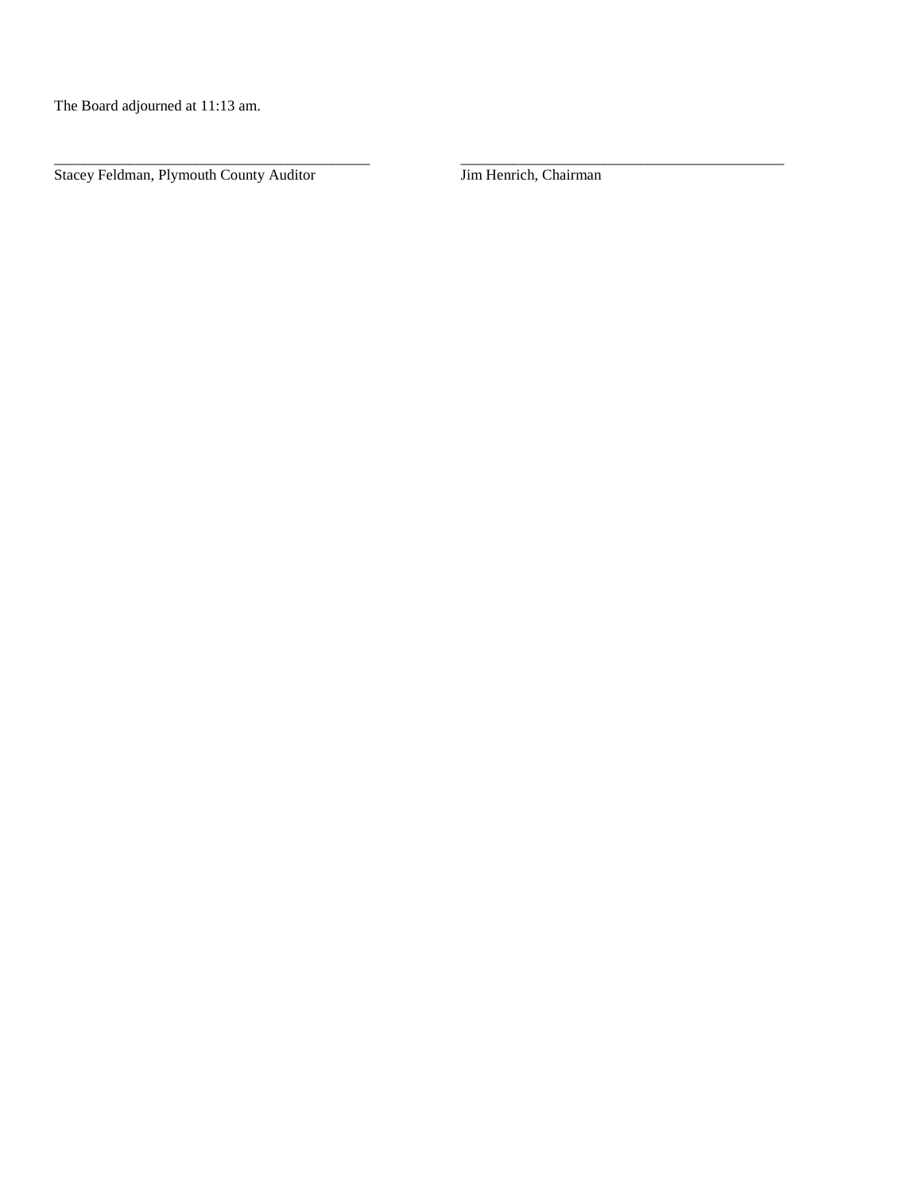The Board adjourned at 11:13 am.

| | |
|---|---|
| _____________________________________________ | _____________________________________________ |
| Stacey Feldman, Plymouth County Auditor | Jim Henrich, Chairman |